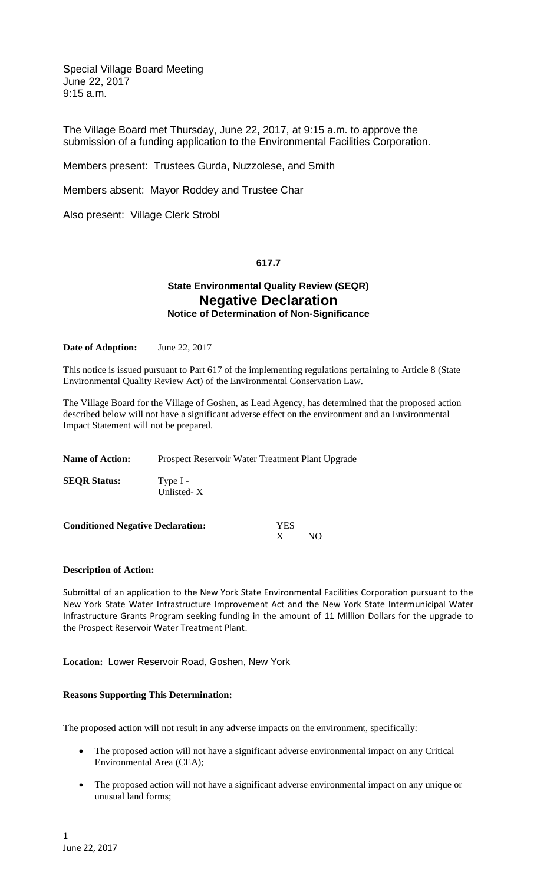Special Village Board Meeting
June 22, 2017
9:15 a.m.

The Village Board met Thursday, June 22, 2017, at 9:15 a.m. to approve the submission of a funding application to the Environmental Facilities Corporation.

Members present: Trustees Gurda, Nuzzolese, and Smith

Members absent: Mayor Roddey and Trustee Char

Also present: Village Clerk Strobl

**617.7**

### State Environmental Quality Review (SEQR)
## Negative Declaration
### Notice of Determination of Non-Significance

**Date of Adoption:** June 22, 2017

This notice is issued pursuant to Part 617 of the implementing regulations pertaining to Article 8 (State Environmental Quality Review Act) of the Environmental Conservation Law.

The Village Board for the Village of Goshen, as Lead Agency, has determined that the proposed action described below will not have a significant adverse effect on the environment and an Environmental Impact Statement will not be prepared.

**Name of Action:** Prospect Reservoir Water Treatment Plant Upgrade

**SEQR Status:** Type I -
Unlisted- X

**Conditioned Negative Declaration:** YES
X NO

**Description of Action:**

Submittal of an application to the New York State Environmental Facilities Corporation pursuant to the New York State Water Infrastructure Improvement Act and the New York State Intermunicipal Water Infrastructure Grants Program seeking funding in the amount of 11 Million Dollars for the upgrade to the Prospect Reservoir Water Treatment Plant.

**Location:** Lower Reservoir Road, Goshen, New York

**Reasons Supporting This Determination:**

The proposed action will not result in any adverse impacts on the environment, specifically:

- The proposed action will not have a significant adverse environmental impact on any Critical Environmental Area (CEA);
- The proposed action will not have a significant adverse environmental impact on any unique or unusual land forms;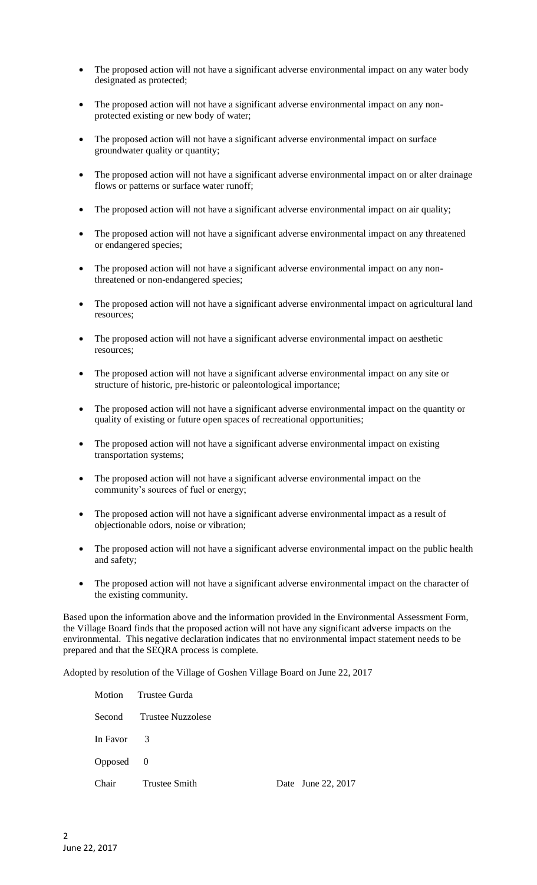- The proposed action will not have a significant adverse environmental impact on any water body designated as protected;
- The proposed action will not have a significant adverse environmental impact on any non-protected existing or new body of water;
- The proposed action will not have a significant adverse environmental impact on surface groundwater quality or quantity;
- The proposed action will not have a significant adverse environmental impact on or alter drainage flows or patterns or surface water runoff;
- The proposed action will not have a significant adverse environmental impact on air quality;
- The proposed action will not have a significant adverse environmental impact on any threatened or endangered species;
- The proposed action will not have a significant adverse environmental impact on any non-threatened or non-endangered species;
- The proposed action will not have a significant adverse environmental impact on agricultural land resources;
- The proposed action will not have a significant adverse environmental impact on aesthetic resources;
- The proposed action will not have a significant adverse environmental impact on any site or structure of historic, pre-historic or paleontological importance;
- The proposed action will not have a significant adverse environmental impact on the quantity or quality of existing or future open spaces of recreational opportunities;
- The proposed action will not have a significant adverse environmental impact on existing transportation systems;
- The proposed action will not have a significant adverse environmental impact on the community's sources of fuel or energy;
- The proposed action will not have a significant adverse environmental impact as a result of objectionable odors, noise or vibration;
- The proposed action will not have a significant adverse environmental impact on the public health and safety;
- The proposed action will not have a significant adverse environmental impact on the character of the existing community.

Based upon the information above and the information provided in the Environmental Assessment Form, the Village Board finds that the proposed action will not have any significant adverse impacts on the environmental. This negative declaration indicates that no environmental impact statement needs to be prepared and that the SEQRA process is complete.

Adopted by resolution of the Village of Goshen Village Board on June 22, 2017

Motion Trustee Gurda

Second Trustee Nuzzolese

In Favor 3

Opposed 0

Chair Trustee Smith Date June 22, 2017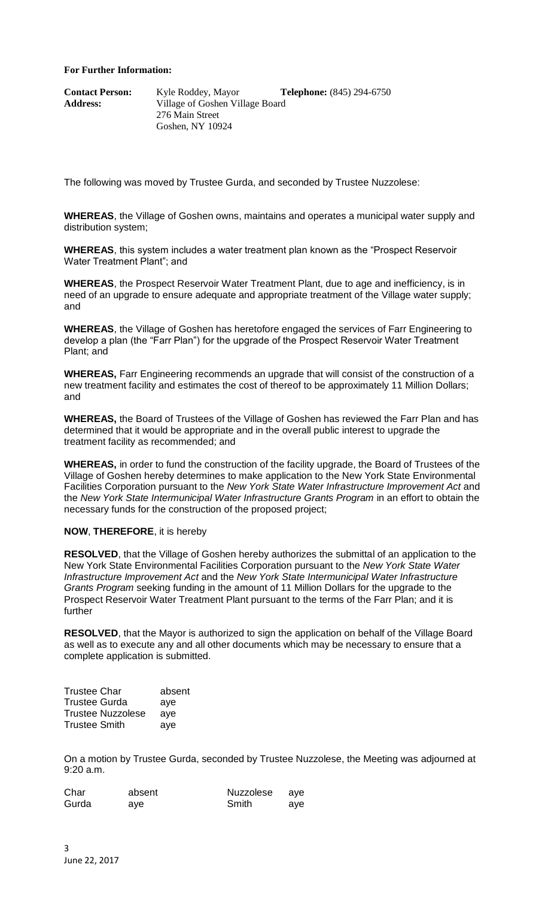**For Further Information:**

| | | | |
|---|---|---|---|
| **Contact Person:** | Kyle Roddey, Mayor | **Telephone:** (845) 294-6750 | |
| **Address:** | Village of Goshen Village Board<br>276 Main Street<br>Goshen, NY 10924 | | |

The following was moved by Trustee Gurda, and seconded by Trustee Nuzzolese:

**WHEREAS**, the Village of Goshen owns, maintains and operates a municipal water supply and distribution system;

**WHEREAS**, this system includes a water treatment plan known as the "Prospect Reservoir Water Treatment Plant"; and

**WHEREAS**, the Prospect Reservoir Water Treatment Plant, due to age and inefficiency, is in need of an upgrade to ensure adequate and appropriate treatment of the Village water supply; and

**WHEREAS**, the Village of Goshen has heretofore engaged the services of Farr Engineering to develop a plan (the "Farr Plan") for the upgrade of the Prospect Reservoir Water Treatment Plant; and

**WHEREAS,** Farr Engineering recommends an upgrade that will consist of the construction of a new treatment facility and estimates the cost of thereof to be approximately 11 Million Dollars; and

**WHEREAS,** the Board of Trustees of the Village of Goshen has reviewed the Farr Plan and has determined that it would be appropriate and in the overall public interest to upgrade the treatment facility as recommended; and

**WHEREAS,** in order to fund the construction of the facility upgrade, the Board of Trustees of the Village of Goshen hereby determines to make application to the New York State Environmental Facilities Corporation pursuant to the *New York State Water Infrastructure Improvement Act* and the *New York State Intermunicipal Water Infrastructure Grants Program* in an effort to obtain the necessary funds for the construction of the proposed project;

**NOW**, **THEREFORE**, it is hereby

**RESOLVED**, that the Village of Goshen hereby authorizes the submittal of an application to the New York State Environmental Facilities Corporation pursuant to the *New York State Water Infrastructure Improvement Act* and the *New York State Intermunicipal Water Infrastructure Grants Program* seeking funding in the amount of 11 Million Dollars for the upgrade to the Prospect Reservoir Water Treatment Plant pursuant to the terms of the Farr Plan; and it is further

**RESOLVED**, that the Mayor is authorized to sign the application on behalf of the Village Board as well as to execute any and all other documents which may be necessary to ensure that a complete application is submitted.

| | |
|---|---|
| Trustee Char | absent |
| Trustee Gurda | aye |
| Trustee Nuzzolese | aye |
| Trustee Smith | aye |

On a motion by Trustee Gurda, seconded by Trustee Nuzzolese, the Meeting was adjourned at 9:20 a.m.

| | | | |
|---|---|---|---|
| Char | absent | Nuzzolese | aye |
| Gurda | aye | Smith | aye |

June 22, 2017